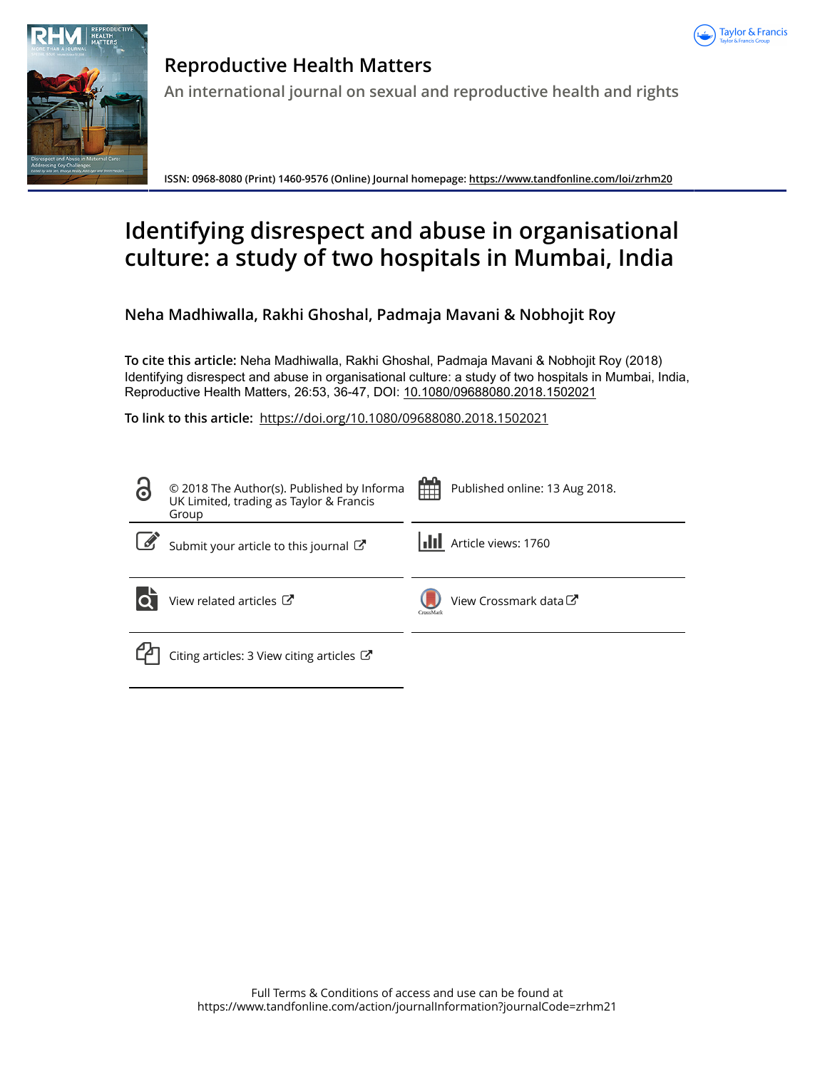Reproductive Health Matters

An international journal on sexual and reproductive health and rights

ISSN: 0968-8080 (Print) 1460-9576 (Online) Journal homepage: https://www.tandfonline.com/loi/zrhm20

# Identifying disrespect and abuse in organisational culture: a study of two hospitals in Mumbai, India

**Neha Madhiwalla, Rakhi Ghoshal, Padmaja Mavani & Nobhojit Roy**

**To cite this article:** Neha Madhiwalla, Rakhi Ghoshal, Padmaja Mavani & Nobhojit Roy (2018) Identifying disrespect and abuse in organisational culture: a study of two hospitals in Mumbai, India, Reproductive Health Matters, 26:53, 36-47, DOI: 10.1080/09688080.2018.1502021

**To link to this article:** https://doi.org/10.1080/09688080.2018.1502021

© 2018 The Author(s). Published by Informa UK Limited, trading as Taylor & Francis Group

Published online: 13 Aug 2018.

Submit your article to this journal

Article views: 1760

View related articles

View Crossmark data

Citing articles: 3 View citing articles

Full Terms & Conditions of access and use can be found at https://www.tandfonline.com/action/journalInformation?journalCode=zrhm21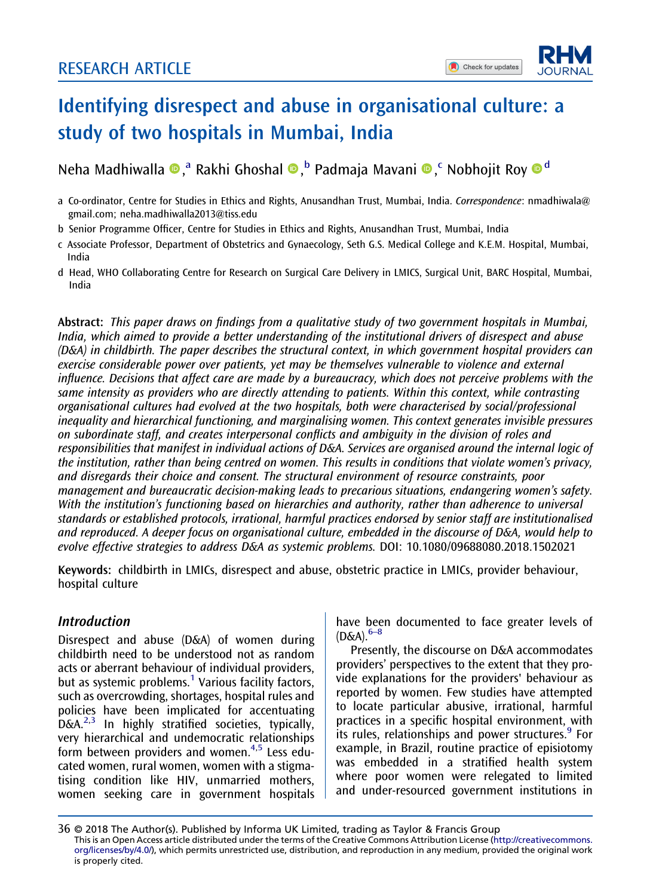RESEARCH ARTICLE

# Identifying disrespect and abuse in organisational culture: a study of two hospitals in Mumbai, India

Neha Madhiwalla,[a] Rakhi Ghoshal,[b] Padmaja Mavani,[c] Nobhojit Roy[d]

a Co-ordinator, Centre for Studies in Ethics and Rights, Anusandhan Trust, Mumbai, India. *Correspondence*: nmadhiwala@gmail.com; neha.madhiwalla2013@tiss.edu

b Senior Programme Officer, Centre for Studies in Ethics and Rights, Anusandhan Trust, Mumbai, India

c Associate Professor, Department of Obstetrics and Gynaecology, Seth G.S. Medical College and K.E.M. Hospital, Mumbai, India

d Head, WHO Collaborating Centre for Research on Surgical Care Delivery in LMICS, Surgical Unit, BARC Hospital, Mumbai, India

**Abstract:** *This paper draws on findings from a qualitative study of two government hospitals in Mumbai, India, which aimed to provide a better understanding of the institutional drivers of disrespect and abuse (D&A) in childbirth. The paper describes the structural context, in which government hospital providers can exercise considerable power over patients, yet may be themselves vulnerable to violence and external influence. Decisions that affect care are made by a bureaucracy, which does not perceive problems with the same intensity as providers who are directly attending to patients. Within this context, while contrasting organisational cultures had evolved at the two hospitals, both were characterised by social/professional inequality and hierarchical functioning, and marginalising women. This context generates invisible pressures on subordinate staff, and creates interpersonal conflicts and ambiguity in the division of roles and responsibilities that manifest in individual actions of D&A. Services are organised around the internal logic of the institution, rather than being centred on women. This results in conditions that violate women's privacy, and disregards their choice and consent. The structural environment of resource constraints, poor management and bureaucratic decision-making leads to precarious situations, endangering women's safety. With the institution's functioning based on hierarchies and authority, rather than adherence to universal standards or established protocols, irrational, harmful practices endorsed by senior staff are institutionalised and reproduced. A deeper focus on organisational culture, embedded in the discourse of D&A, would help to evolve effective strategies to address D&A as systemic problems.* DOI: 10.1080/09688080.2018.1502021

**Keywords:** childbirth in LMICs, disrespect and abuse, obstetric practice in LMICs, provider behaviour, hospital culture

## *Introduction*

Disrespect and abuse (D&A) of women during childbirth need to be understood not as random acts or aberrant behaviour of individual providers, but as systemic problems.[1] Various facility factors, such as overcrowding, shortages, hospital rules and policies have been implicated for accentuating D&A.[2,3] In highly stratified societies, typically, very hierarchical and undemocratic relationships form between providers and women.[4,5] Less educated women, rural women, women with a stigmatising condition like HIV, unmarried mothers, women seeking care in government hospitals have been documented to face greater levels of (D&A).[6–8]

Presently, the discourse on D&A accommodates providers' perspectives to the extent that they provide explanations for the providers' behaviour as reported by women. Few studies have attempted to locate particular abusive, irrational, harmful practices in a specific hospital environment, with its rules, relationships and power structures.[9] For example, in Brazil, routine practice of episiotomy was embedded in a stratified health system where poor women were relegated to limited and under-resourced government institutions in

© 2018 The Author(s). Published by Informa UK Limited, trading as Taylor & Francis Group
This is an Open Access article distributed under the terms of the Creative Commons Attribution License (http://creativecommons.org/licenses/by/4.0/), which permits unrestricted use, distribution, and reproduction in any medium, provided the original work is properly cited.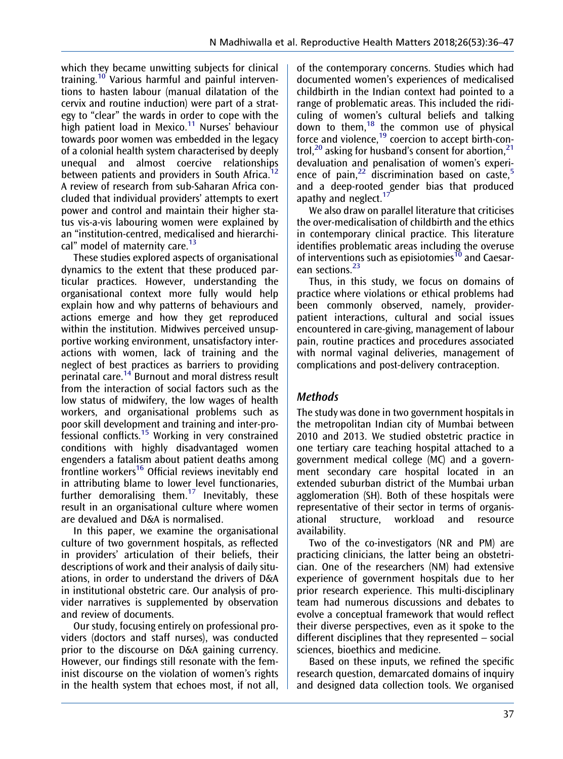which they became unwitting subjects for clinical training.[10] Various harmful and painful interventions to hasten labour (manual dilatation of the cervix and routine induction) were part of a strategy to "clear" the wards in order to cope with the high patient load in Mexico.[11] Nurses' behaviour towards poor women was embedded in the legacy of a colonial health system characterised by deeply unequal and almost coercive relationships between patients and providers in South Africa.[12] A review of research from sub-Saharan Africa concluded that individual providers' attempts to exert power and control and maintain their higher status vis-a-vis labouring women were explained by an "institution-centred, medicalised and hierarchical" model of maternity care.[13]

These studies explored aspects of organisational dynamics to the extent that these produced particular practices. However, understanding the organisational context more fully would help explain how and why patterns of behaviours and actions emerge and how they get reproduced within the institution. Midwives perceived unsupportive working environment, unsatisfactory interactions with women, lack of training and the neglect of best practices as barriers to providing perinatal care.[14] Burnout and moral distress result from the interaction of social factors such as the low status of midwifery, the low wages of health workers, and organisational problems such as poor skill development and training and inter-professional conflicts.[15] Working in very constrained conditions with highly disadvantaged women engenders a fatalism about patient deaths among frontline workers[16] Official reviews inevitably end in attributing blame to lower level functionaries, further demoralising them.[17] Inevitably, these result in an organisational culture where women are devalued and D&A is normalised.

In this paper, we examine the organisational culture of two government hospitals, as reflected in providers' articulation of their beliefs, their descriptions of work and their analysis of daily situations, in order to understand the drivers of D&A in institutional obstetric care. Our analysis of provider narratives is supplemented by observation and review of documents.

Our study, focusing entirely on professional providers (doctors and staff nurses), was conducted prior to the discourse on D&A gaining currency. However, our findings still resonate with the feminist discourse on the violation of women's rights in the health system that echoes most, if not all, of the contemporary concerns. Studies which had documented women's experiences of medicalised childbirth in the Indian context had pointed to a range of problematic areas. This included the ridiculing of women's cultural beliefs and talking down to them,[18] the common use of physical force and violence,[19] coercion to accept birth-control,[20] asking for husband's consent for abortion,[21] devaluation and penalisation of women's experience of pain,[22] discrimination based on caste,[5] and a deep-rooted gender bias that produced apathy and neglect.[17]

We also draw on parallel literature that criticises the over-medicalisation of childbirth and the ethics in contemporary clinical practice. This literature identifies problematic areas including the overuse of interventions such as episiotomies[10] and Caesarean sections.[23]

Thus, in this study, we focus on domains of practice where violations or ethical problems had been commonly observed, namely, provider-patient interactions, cultural and social issues encountered in care-giving, management of labour pain, routine practices and procedures associated with normal vaginal deliveries, management of complications and post-delivery contraception.

## *Methods*

The study was done in two government hospitals in the metropolitan Indian city of Mumbai between 2010 and 2013. We studied obstetric practice in one tertiary care teaching hospital attached to a government medical college (MC) and a government secondary care hospital located in an extended suburban district of the Mumbai urban agglomeration (SH). Both of these hospitals were representative of their sector in terms of organisational structure, workload and resource availability.

Two of the co-investigators (NR and PM) are practicing clinicians, the latter being an obstetrician. One of the researchers (NM) had extensive experience of government hospitals due to her prior research experience. This multi-disciplinary team had numerous discussions and debates to evolve a conceptual framework that would reflect their diverse perspectives, even as it spoke to the different disciplines that they represented – social sciences, bioethics and medicine.

Based on these inputs, we refined the specific research question, demarcated domains of inquiry and designed data collection tools. We organised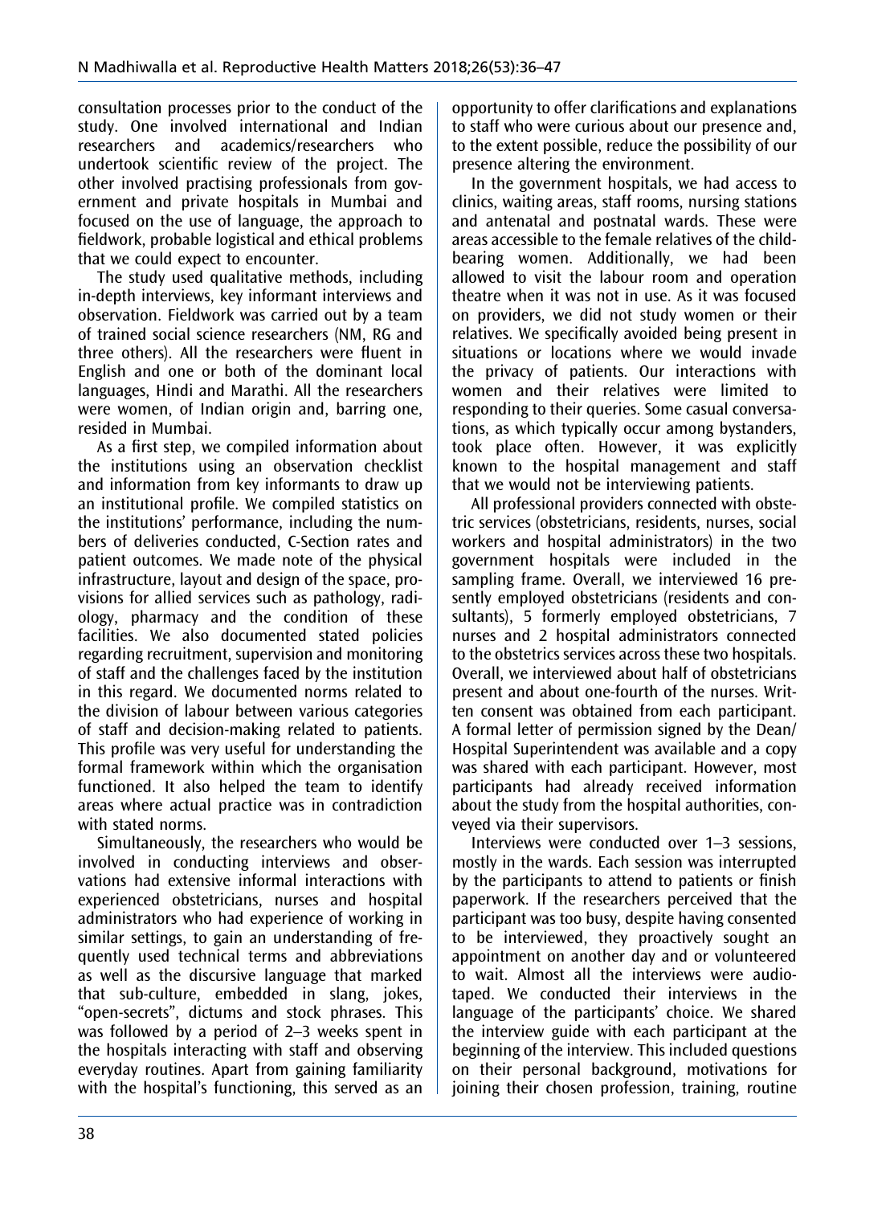consultation processes prior to the conduct of the study. One involved international and Indian researchers and academics/researchers who undertook scientific review of the project. The other involved practising professionals from government and private hospitals in Mumbai and focused on the use of language, the approach to fieldwork, probable logistical and ethical problems that we could expect to encounter.

The study used qualitative methods, including in-depth interviews, key informant interviews and observation. Fieldwork was carried out by a team of trained social science researchers (NM, RG and three others). All the researchers were fluent in English and one or both of the dominant local languages, Hindi and Marathi. All the researchers were women, of Indian origin and, barring one, resided in Mumbai.

As a first step, we compiled information about the institutions using an observation checklist and information from key informants to draw up an institutional profile. We compiled statistics on the institutions' performance, including the numbers of deliveries conducted, C-Section rates and patient outcomes. We made note of the physical infrastructure, layout and design of the space, provisions for allied services such as pathology, radiology, pharmacy and the condition of these facilities. We also documented stated policies regarding recruitment, supervision and monitoring of staff and the challenges faced by the institution in this regard. We documented norms related to the division of labour between various categories of staff and decision-making related to patients. This profile was very useful for understanding the formal framework within which the organisation functioned. It also helped the team to identify areas where actual practice was in contradiction with stated norms.

Simultaneously, the researchers who would be involved in conducting interviews and observations had extensive informal interactions with experienced obstetricians, nurses and hospital administrators who had experience of working in similar settings, to gain an understanding of frequently used technical terms and abbreviations as well as the discursive language that marked that sub-culture, embedded in slang, jokes, "open-secrets", dictums and stock phrases. This was followed by a period of 2–3 weeks spent in the hospitals interacting with staff and observing everyday routines. Apart from gaining familiarity with the hospital's functioning, this served as an opportunity to offer clarifications and explanations to staff who were curious about our presence and, to the extent possible, reduce the possibility of our presence altering the environment.

In the government hospitals, we had access to clinics, waiting areas, staff rooms, nursing stations and antenatal and postnatal wards. These were areas accessible to the female relatives of the childbearing women. Additionally, we had been allowed to visit the labour room and operation theatre when it was not in use. As it was focused on providers, we did not study women or their relatives. We specifically avoided being present in situations or locations where we would invade the privacy of patients. Our interactions with women and their relatives were limited to responding to their queries. Some casual conversations, as which typically occur among bystanders, took place often. However, it was explicitly known to the hospital management and staff that we would not be interviewing patients.

All professional providers connected with obstetric services (obstetricians, residents, nurses, social workers and hospital administrators) in the two government hospitals were included in the sampling frame. Overall, we interviewed 16 presently employed obstetricians (residents and consultants), 5 formerly employed obstetricians, 7 nurses and 2 hospital administrators connected to the obstetrics services across these two hospitals. Overall, we interviewed about half of obstetricians present and about one-fourth of the nurses. Written consent was obtained from each participant. A formal letter of permission signed by the Dean/Hospital Superintendent was available and a copy was shared with each participant. However, most participants had already received information about the study from the hospital authorities, conveyed via their supervisors.

Interviews were conducted over 1–3 sessions, mostly in the wards. Each session was interrupted by the participants to attend to patients or finish paperwork. If the researchers perceived that the participant was too busy, despite having consented to be interviewed, they proactively sought an appointment on another day and or volunteered to wait. Almost all the interviews were audiotaped. We conducted their interviews in the language of the participants' choice. We shared the interview guide with each participant at the beginning of the interview. This included questions on their personal background, motivations for joining their chosen profession, training, routine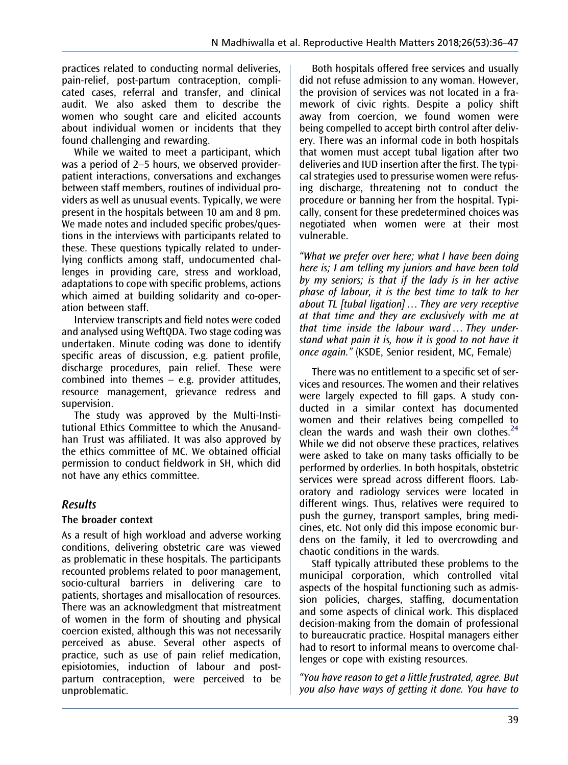practices related to conducting normal deliveries, pain-relief, post-partum contraception, complicated cases, referral and transfer, and clinical audit. We also asked them to describe the women who sought care and elicited accounts about individual women or incidents that they found challenging and rewarding.

While we waited to meet a participant, which was a period of 2–5 hours, we observed provider-patient interactions, conversations and exchanges between staff members, routines of individual providers as well as unusual events. Typically, we were present in the hospitals between 10 am and 8 pm. We made notes and included specific probes/questions in the interviews with participants related to these. These questions typically related to underlying conflicts among staff, undocumented challenges in providing care, stress and workload, adaptations to cope with specific problems, actions which aimed at building solidarity and co-operation between staff.

Interview transcripts and field notes were coded and analysed using WeftQDA. Two stage coding was undertaken. Minute coding was done to identify specific areas of discussion, e.g. patient profile, discharge procedures, pain relief. These were combined into themes – e.g. provider attitudes, resource management, grievance redress and supervision.

The study was approved by the Multi-Institutional Ethics Committee to which the Anusandhan Trust was affiliated. It was also approved by the ethics committee of MC. We obtained official permission to conduct fieldwork in SH, which did not have any ethics committee.

## Results

### The broader context

As a result of high workload and adverse working conditions, delivering obstetric care was viewed as problematic in these hospitals. The participants recounted problems related to poor management, socio-cultural barriers in delivering care to patients, shortages and misallocation of resources. There was an acknowledgment that mistreatment of women in the form of shouting and physical coercion existed, although this was not necessarily perceived as abuse. Several other aspects of practice, such as use of pain relief medication, episiotomies, induction of labour and post-partum contraception, were perceived to be unproblematic.

Both hospitals offered free services and usually did not refuse admission to any woman. However, the provision of services was not located in a framework of civic rights. Despite a policy shift away from coercion, we found women were being compelled to accept birth control after delivery. There was an informal code in both hospitals that women must accept tubal ligation after two deliveries and IUD insertion after the first. The typical strategies used to pressurise women were refusing discharge, threatening not to conduct the procedure or banning her from the hospital. Typically, consent for these predetermined choices was negotiated when women were at their most vulnerable.

*"What we prefer over here; what I have been doing here is; I am telling my juniors and have been told by my seniors; is that if the lady is in her active phase of labour, it is the best time to talk to her about TL [tubal ligation] … They are very receptive at that time and they are exclusively with me at that time inside the labour ward … They understand what pain it is, how it is good to not have it once again."* (KSDE, Senior resident, MC, Female)

There was no entitlement to a specific set of services and resources. The women and their relatives were largely expected to fill gaps. A study conducted in a similar context has documented women and their relatives being compelled to clean the wards and wash their own clothes.[24] While we did not observe these practices, relatives were asked to take on many tasks officially to be performed by orderlies. In both hospitals, obstetric services were spread across different floors. Laboratory and radiology services were located in different wings. Thus, relatives were required to push the gurney, transport samples, bring medicines, etc. Not only did this impose economic burdens on the family, it led to overcrowding and chaotic conditions in the wards.

Staff typically attributed these problems to the municipal corporation, which controlled vital aspects of the hospital functioning such as admission policies, charges, staffing, documentation and some aspects of clinical work. This displaced decision-making from the domain of professional to bureaucratic practice. Hospital managers either had to resort to informal means to overcome challenges or cope with existing resources.

*"You have reason to get a little frustrated, agree. But you also have ways of getting it done. You have to*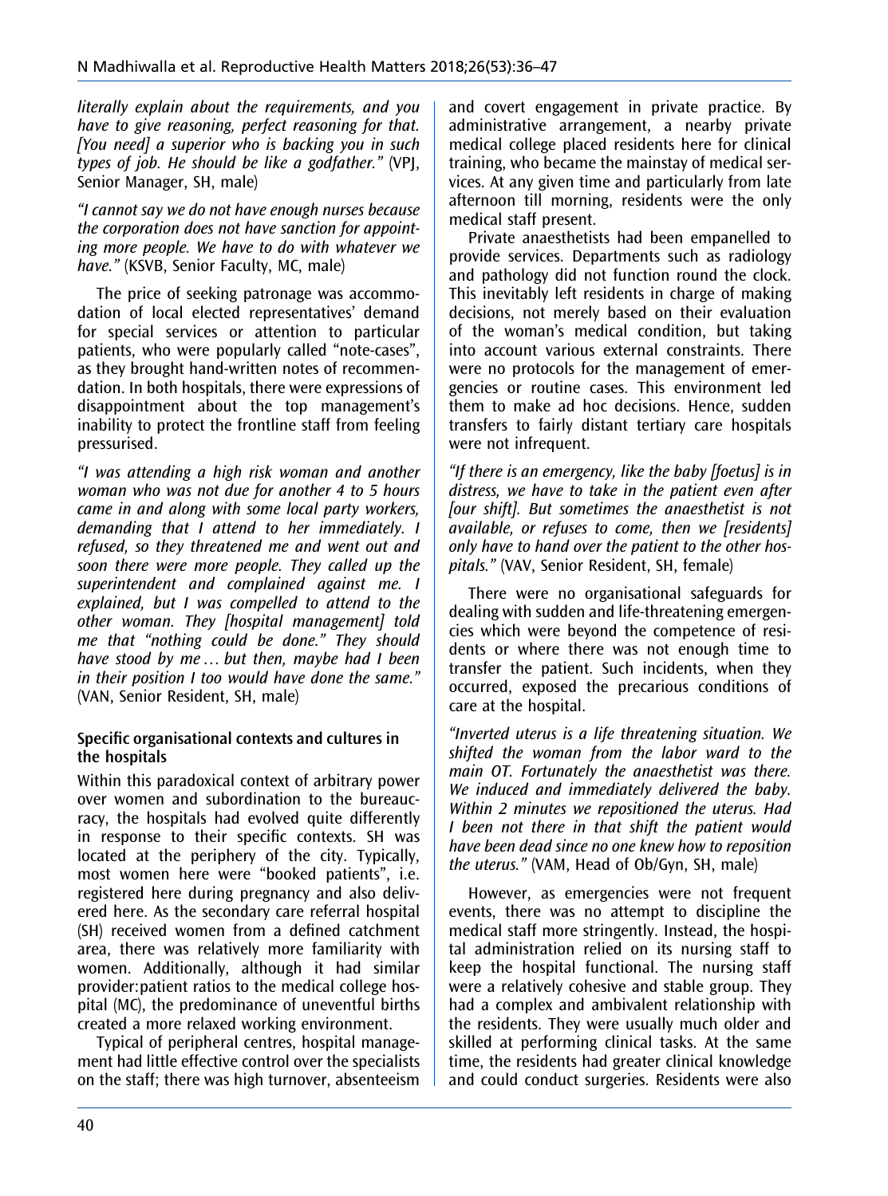*literally explain about the requirements, and you have to give reasoning, perfect reasoning for that. [You need] a superior who is backing you in such types of job. He should be like a godfather."* (VPJ, Senior Manager, SH, male)

*"I cannot say we do not have enough nurses because the corporation does not have sanction for appointing more people. We have to do with whatever we have."* (KSVB, Senior Faculty, MC, male)

The price of seeking patronage was accommodation of local elected representatives' demand for special services or attention to particular patients, who were popularly called "note-cases", as they brought hand-written notes of recommendation. In both hospitals, there were expressions of disappointment about the top management's inability to protect the frontline staff from feeling pressurised.

*"I was attending a high risk woman and another woman who was not due for another 4 to 5 hours came in and along with some local party workers, demanding that I attend to her immediately. I refused, so they threatened me and went out and soon there were more people. They called up the superintendent and complained against me. I explained, but I was compelled to attend to the other woman. They [hospital management] told me that "nothing could be done." They should have stood by me … but then, maybe had I been in their position I too would have done the same."* (VAN, Senior Resident, SH, male)

### Specific organisational contexts and cultures in the hospitals

Within this paradoxical context of arbitrary power over women and subordination to the bureaucracy, the hospitals had evolved quite differently in response to their specific contexts. SH was located at the periphery of the city. Typically, most women here were "booked patients", i.e. registered here during pregnancy and also delivered here. As the secondary care referral hospital (SH) received women from a defined catchment area, there was relatively more familiarity with women. Additionally, although it had similar provider:patient ratios to the medical college hospital (MC), the predominance of uneventful births created a more relaxed working environment.

Typical of peripheral centres, hospital management had little effective control over the specialists on the staff; there was high turnover, absenteeism and covert engagement in private practice. By administrative arrangement, a nearby private medical college placed residents here for clinical training, who became the mainstay of medical services. At any given time and particularly from late afternoon till morning, residents were the only medical staff present.

Private anaesthetists had been empanelled to provide services. Departments such as radiology and pathology did not function round the clock. This inevitably left residents in charge of making decisions, not merely based on their evaluation of the woman's medical condition, but taking into account various external constraints. There were no protocols for the management of emergencies or routine cases. This environment led them to make ad hoc decisions. Hence, sudden transfers to fairly distant tertiary care hospitals were not infrequent.

*"If there is an emergency, like the baby [foetus] is in distress, we have to take in the patient even after [our shift]. But sometimes the anaesthetist is not available, or refuses to come, then we [residents] only have to hand over the patient to the other hospitals."* (VAV, Senior Resident, SH, female)

There were no organisational safeguards for dealing with sudden and life-threatening emergencies which were beyond the competence of residents or where there was not enough time to transfer the patient. Such incidents, when they occurred, exposed the precarious conditions of care at the hospital.

*"Inverted uterus is a life threatening situation. We shifted the woman from the labor ward to the main OT. Fortunately the anaesthetist was there. We induced and immediately delivered the baby. Within 2 minutes we repositioned the uterus. Had I been not there in that shift the patient would have been dead since no one knew how to reposition the uterus."* (VAM, Head of Ob/Gyn, SH, male)

However, as emergencies were not frequent events, there was no attempt to discipline the medical staff more stringently. Instead, the hospital administration relied on its nursing staff to keep the hospital functional. The nursing staff were a relatively cohesive and stable group. They had a complex and ambivalent relationship with the residents. They were usually much older and skilled at performing clinical tasks. At the same time, the residents had greater clinical knowledge and could conduct surgeries. Residents were also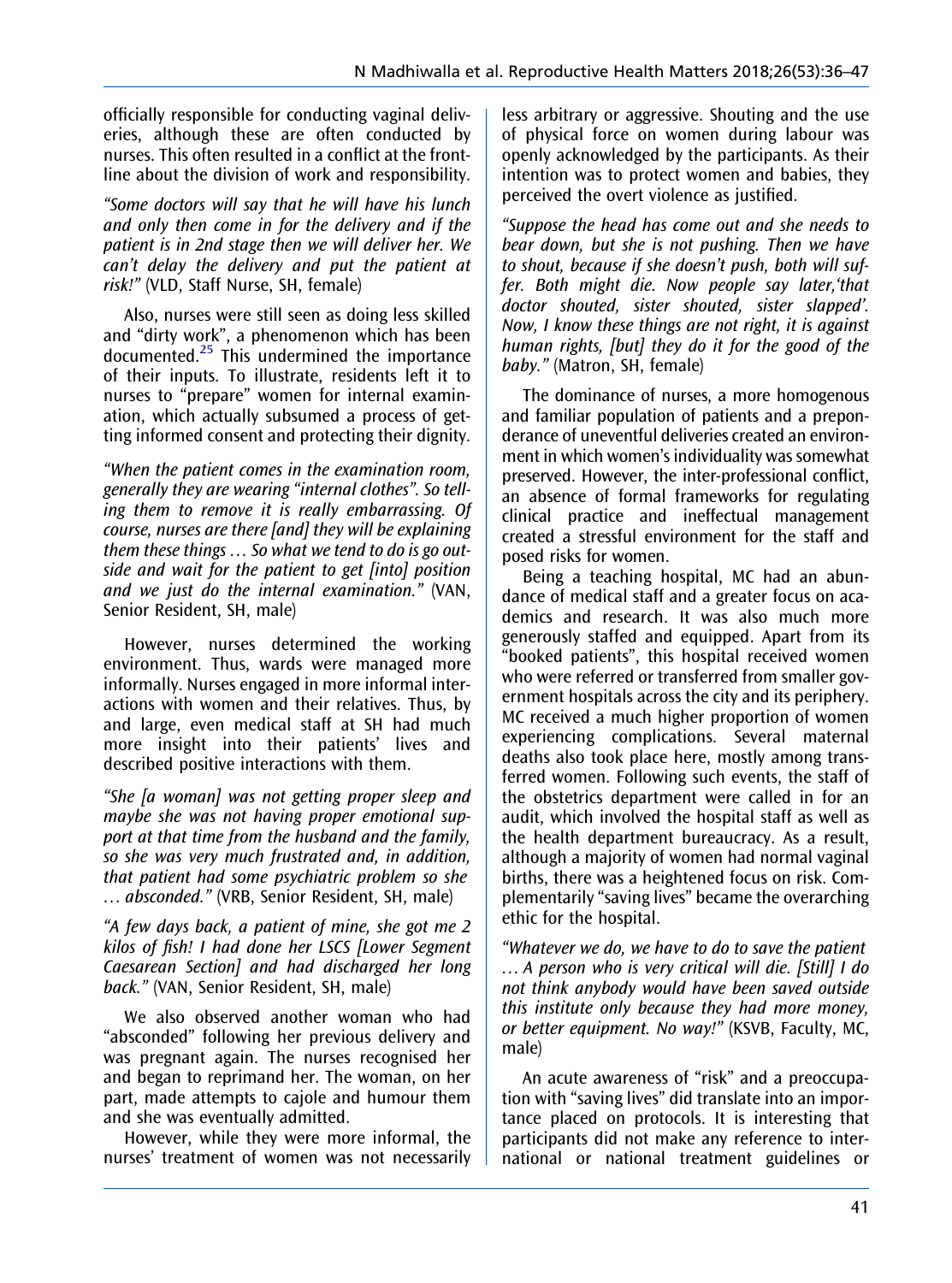officially responsible for conducting vaginal deliveries, although these are often conducted by nurses. This often resulted in a conflict at the frontline about the division of work and responsibility.

*"Some doctors will say that he will have his lunch and only then come in for the delivery and if the patient is in 2nd stage then we will deliver her. We can't delay the delivery and put the patient at risk!"* (VLD, Staff Nurse, SH, female)

Also, nurses were still seen as doing less skilled and "dirty work", a phenomenon which has been documented.[25] This undermined the importance of their inputs. To illustrate, residents left it to nurses to "prepare" women for internal examination, which actually subsumed a process of getting informed consent and protecting their dignity.

*"When the patient comes in the examination room, generally they are wearing "internal clothes". So telling them to remove it is really embarrassing. Of course, nurses are there [and] they will be explaining them these things … So what we tend to do is go outside and wait for the patient to get [into] position and we just do the internal examination."* (VAN, Senior Resident, SH, male)

However, nurses determined the working environment. Thus, wards were managed more informally. Nurses engaged in more informal interactions with women and their relatives. Thus, by and large, even medical staff at SH had much more insight into their patients' lives and described positive interactions with them.

*"She [a woman] was not getting proper sleep and maybe she was not having proper emotional support at that time from the husband and the family, so she was very much frustrated and, in addition, that patient had some psychiatric problem so she … absconded."* (VRB, Senior Resident, SH, male)

*"A few days back, a patient of mine, she got me 2 kilos of fish! I had done her LSCS [Lower Segment Caesarean Section] and had discharged her long back."* (VAN, Senior Resident, SH, male)

We also observed another woman who had "absconded" following her previous delivery and was pregnant again. The nurses recognised her and began to reprimand her. The woman, on her part, made attempts to cajole and humour them and she was eventually admitted.

However, while they were more informal, the nurses' treatment of women was not necessarily less arbitrary or aggressive. Shouting and the use of physical force on women during labour was openly acknowledged by the participants. As their intention was to protect women and babies, they perceived the overt violence as justified.

*"Suppose the head has come out and she needs to bear down, but she is not pushing. Then we have to shout, because if she doesn't push, both will suffer. Both might die. Now people say later,'that doctor shouted, sister shouted, sister slapped'. Now, I know these things are not right, it is against human rights, [but] they do it for the good of the baby."* (Matron, SH, female)

The dominance of nurses, a more homogenous and familiar population of patients and a preponderance of uneventful deliveries created an environment in which women's individuality was somewhat preserved. However, the inter-professional conflict, an absence of formal frameworks for regulating clinical practice and ineffectual management created a stressful environment for the staff and posed risks for women.

Being a teaching hospital, MC had an abundance of medical staff and a greater focus on academics and research. It was also much more generously staffed and equipped. Apart from its "booked patients", this hospital received women who were referred or transferred from smaller government hospitals across the city and its periphery. MC received a much higher proportion of women experiencing complications. Several maternal deaths also took place here, mostly among transferred women. Following such events, the staff of the obstetrics department were called in for an audit, which involved the hospital staff as well as the health department bureaucracy. As a result, although a majority of women had normal vaginal births, there was a heightened focus on risk. Complementarily "saving lives" became the overarching ethic for the hospital.

*"Whatever we do, we have to do to save the patient … A person who is very critical will die. [Still] I do not think anybody would have been saved outside this institute only because they had more money, or better equipment. No way!"* (KSVB, Faculty, MC, male)

An acute awareness of "risk" and a preoccupation with "saving lives" did translate into an importance placed on protocols. It is interesting that participants did not make any reference to international or national treatment guidelines or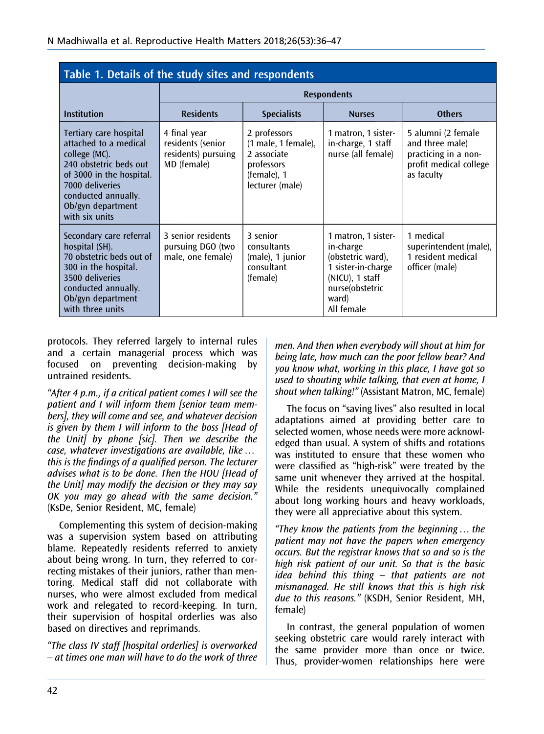**Table 1. Details of the study sites and respondents**

| Institution | Respondents | | | |
|---|---|---|---|---|
| | Residents | Specialists | Nurses | Others |
| Tertiary care hospital attached to a medical college (MC). 240 obstetric beds out of 3000 in the hospital. 7000 deliveries conducted annually. Ob/gyn department with six units | 4 final year residents (senior residents) pursuing MD (female) | 2 professors (1 male, 1 female), 2 associate professors (female), 1 lecturer (male) | 1 matron, 1 sister-in-charge, 1 staff nurse (all female) | 5 alumni (2 female and three male) practicing in a non-profit medical college as faculty |
| Secondary care referral hospital (SH). 70 obstetric beds out of 300 in the hospital. 3500 deliveries conducted annually. Ob/gyn department with three units | 3 senior residents pursuing DGO (two male, one female) | 3 senior consultants (male), 1 junior consultant (female) | 1 matron, 1 sister-in-charge (obstetric ward), 1 sister-in-charge (NICU), 1 staff nurse(obstetric ward) All female | 1 medical superintendent (male), 1 resident medical officer (male) |

protocols. They referred largely to internal rules and a certain managerial process which was focused on preventing decision-making by untrained residents.

*"After 4 p.m., if a critical patient comes I will see the patient and I will inform them [senior team members], they will come and see, and whatever decision is given by them I will inform to the boss [Head of the Unit] by phone [sic]. Then we describe the case, whatever investigations are available, like … this is the findings of a qualified person. The lecturer advises what is to be done. Then the HOU [Head of the Unit] may modify the decision or they may say OK you may go ahead with the same decision."* (KsDe, Senior Resident, MC, female)

Complementing this system of decision-making was a supervision system based on attributing blame. Repeatedly residents referred to anxiety about being wrong. In turn, they referred to correcting mistakes of their juniors, rather than mentoring. Medical staff did not collaborate with nurses, who were almost excluded from medical work and relegated to record-keeping. In turn, their supervision of hospital orderlies was also based on directives and reprimands.

*"The class IV staff [hospital orderlies] is overworked – at times one man will have to do the work of three men. And then when everybody will shout at him for being late, how much can the poor fellow bear? And you know what, working in this place, I have got so used to shouting while talking, that even at home, I shout when talking!"* (Assistant Matron, MC, female)

The focus on "saving lives" also resulted in local adaptations aimed at providing better care to selected women, whose needs were more acknowledged than usual. A system of shifts and rotations was instituted to ensure that these women who were classified as "high-risk" were treated by the same unit whenever they arrived at the hospital. While the residents unequivocally complained about long working hours and heavy workloads, they were all appreciative about this system.

*"They know the patients from the beginning … the patient may not have the papers when emergency occurs. But the registrar knows that so and so is the high risk patient of our unit. So that is the basic idea behind this thing – that patients are not mismanaged. He still knows that this is high risk due to this reasons."* (KSDH, Senior Resident, MH, female)

In contrast, the general population of women seeking obstetric care would rarely interact with the same provider more than once or twice. Thus, provider-women relationships here were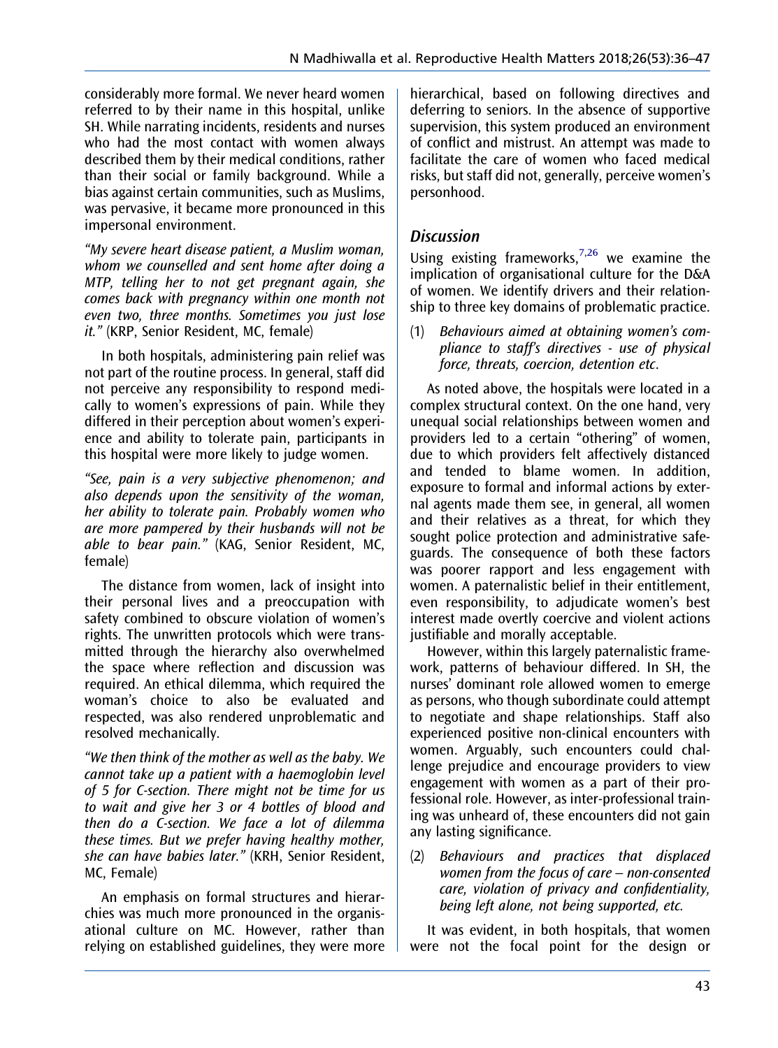considerably more formal. We never heard women referred to by their name in this hospital, unlike SH. While narrating incidents, residents and nurses who had the most contact with women always described them by their medical conditions, rather than their social or family background. While a bias against certain communities, such as Muslims, was pervasive, it became more pronounced in this impersonal environment.

*"My severe heart disease patient, a Muslim woman, whom we counselled and sent home after doing a MTP, telling her to not get pregnant again, she comes back with pregnancy within one month not even two, three months. Sometimes you just lose it."* (KRP, Senior Resident, MC, female)

In both hospitals, administering pain relief was not part of the routine process. In general, staff did not perceive any responsibility to respond medically to women's expressions of pain. While they differed in their perception about women's experience and ability to tolerate pain, participants in this hospital were more likely to judge women.

*"See, pain is a very subjective phenomenon; and also depends upon the sensitivity of the woman, her ability to tolerate pain. Probably women who are more pampered by their husbands will not be able to bear pain."* (KAG, Senior Resident, MC, female)

The distance from women, lack of insight into their personal lives and a preoccupation with safety combined to obscure violation of women's rights. The unwritten protocols which were transmitted through the hierarchy also overwhelmed the space where reflection and discussion was required. An ethical dilemma, which required the woman's choice to also be evaluated and respected, was also rendered unproblematic and resolved mechanically.

*"We then think of the mother as well as the baby. We cannot take up a patient with a haemoglobin level of 5 for C-section. There might not be time for us to wait and give her 3 or 4 bottles of blood and then do a C-section. We face a lot of dilemma these times. But we prefer having healthy mother, she can have babies later."* (KRH, Senior Resident, MC, Female)

An emphasis on formal structures and hierarchies was much more pronounced in the organisational culture on MC. However, rather than relying on established guidelines, they were more hierarchical, based on following directives and deferring to seniors. In the absence of supportive supervision, this system produced an environment of conflict and mistrust. An attempt was made to facilitate the care of women who faced medical risks, but staff did not, generally, perceive women's personhood.

## Discussion

Using existing frameworks,[7,26] we examine the implication of organisational culture for the D&A of women. We identify drivers and their relationship to three key domains of problematic practice.

(1) *Behaviours aimed at obtaining women's compliance to staff's directives - use of physical force, threats, coercion, detention etc.*

As noted above, the hospitals were located in a complex structural context. On the one hand, very unequal social relationships between women and providers led to a certain "othering" of women, due to which providers felt affectively distanced and tended to blame women. In addition, exposure to formal and informal actions by external agents made them see, in general, all women and their relatives as a threat, for which they sought police protection and administrative safeguards. The consequence of both these factors was poorer rapport and less engagement with women. A paternalistic belief in their entitlement, even responsibility, to adjudicate women's best interest made overtly coercive and violent actions justifiable and morally acceptable.

However, within this largely paternalistic framework, patterns of behaviour differed. In SH, the nurses' dominant role allowed women to emerge as persons, who though subordinate could attempt to negotiate and shape relationships. Staff also experienced positive non-clinical encounters with women. Arguably, such encounters could challenge prejudice and encourage providers to view engagement with women as a part of their professional role. However, as inter-professional training was unheard of, these encounters did not gain any lasting significance.

(2) *Behaviours and practices that displaced women from the focus of care – non-consented care, violation of privacy and confidentiality, being left alone, not being supported, etc.*

It was evident, in both hospitals, that women were not the focal point for the design or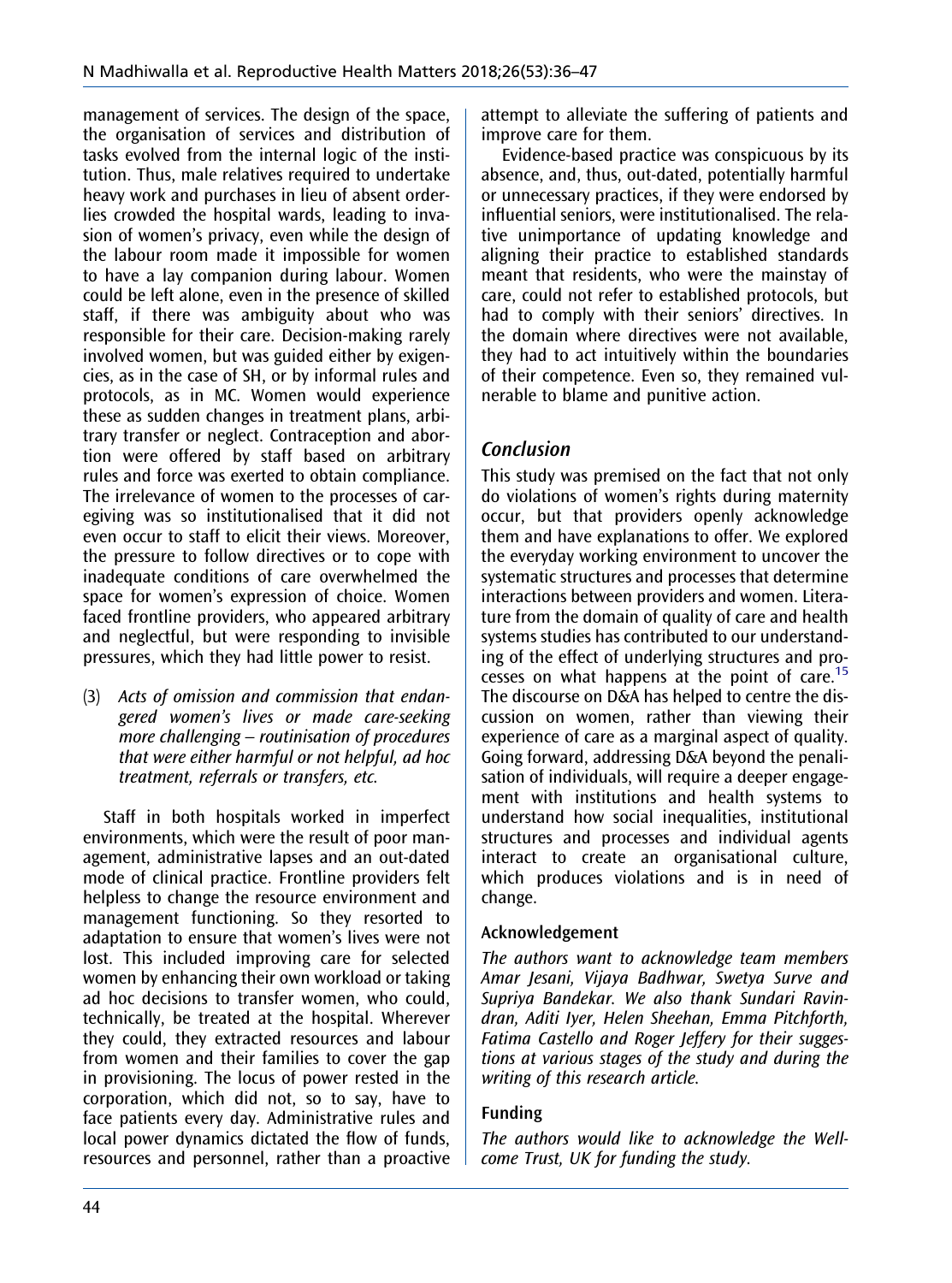management of services. The design of the space, the organisation of services and distribution of tasks evolved from the internal logic of the institution. Thus, male relatives required to undertake heavy work and purchases in lieu of absent orderlies crowded the hospital wards, leading to invasion of women's privacy, even while the design of the labour room made it impossible for women to have a lay companion during labour. Women could be left alone, even in the presence of skilled staff, if there was ambiguity about who was responsible for their care. Decision-making rarely involved women, but was guided either by exigencies, as in the case of SH, or by informal rules and protocols, as in MC. Women would experience these as sudden changes in treatment plans, arbitrary transfer or neglect. Contraception and abortion were offered by staff based on arbitrary rules and force was exerted to obtain compliance. The irrelevance of women to the processes of caregiving was so institutionalised that it did not even occur to staff to elicit their views. Moreover, the pressure to follow directives or to cope with inadequate conditions of care overwhelmed the space for women's expression of choice. Women faced frontline providers, who appeared arbitrary and neglectful, but were responding to invisible pressures, which they had little power to resist.

(3) *Acts of omission and commission that endangered women's lives or made care-seeking more challenging – routinisation of procedures that were either harmful or not helpful, ad hoc treatment, referrals or transfers, etc.*

Staff in both hospitals worked in imperfect environments, which were the result of poor management, administrative lapses and an out-dated mode of clinical practice. Frontline providers felt helpless to change the resource environment and management functioning. So they resorted to adaptation to ensure that women's lives were not lost. This included improving care for selected women by enhancing their own workload or taking ad hoc decisions to transfer women, who could, technically, be treated at the hospital. Wherever they could, they extracted resources and labour from women and their families to cover the gap in provisioning. The locus of power rested in the corporation, which did not, so to say, have to face patients every day. Administrative rules and local power dynamics dictated the flow of funds, resources and personnel, rather than a proactive attempt to alleviate the suffering of patients and improve care for them.

Evidence-based practice was conspicuous by its absence, and, thus, out-dated, potentially harmful or unnecessary practices, if they were endorsed by influential seniors, were institutionalised. The relative unimportance of updating knowledge and aligning their practice to established standards meant that residents, who were the mainstay of care, could not refer to established protocols, but had to comply with their seniors' directives. In the domain where directives were not available, they had to act intuitively within the boundaries of their competence. Even so, they remained vulnerable to blame and punitive action.

## Conclusion

This study was premised on the fact that not only do violations of women's rights during maternity occur, but that providers openly acknowledge them and have explanations to offer. We explored the everyday working environment to uncover the systematic structures and processes that determine interactions between providers and women. Literature from the domain of quality of care and health systems studies has contributed to our understanding of the effect of underlying structures and processes on what happens at the point of care.[15] The discourse on D&A has helped to centre the discussion on women, rather than viewing their experience of care as a marginal aspect of quality. Going forward, addressing D&A beyond the penalisation of individuals, will require a deeper engagement with institutions and health systems to understand how social inequalities, institutional structures and processes and individual agents interact to create an organisational culture, which produces violations and is in need of change.

### Acknowledgement

*The authors want to acknowledge team members Amar Jesani, Vijaya Badhwar, Swetya Surve and Supriya Bandekar. We also thank Sundari Ravindran, Aditi Iyer, Helen Sheehan, Emma Pitchforth, Fatima Castello and Roger Jeffery for their suggestions at various stages of the study and during the writing of this research article.*

### Funding

*The authors would like to acknowledge the Wellcome Trust, UK for funding the study.*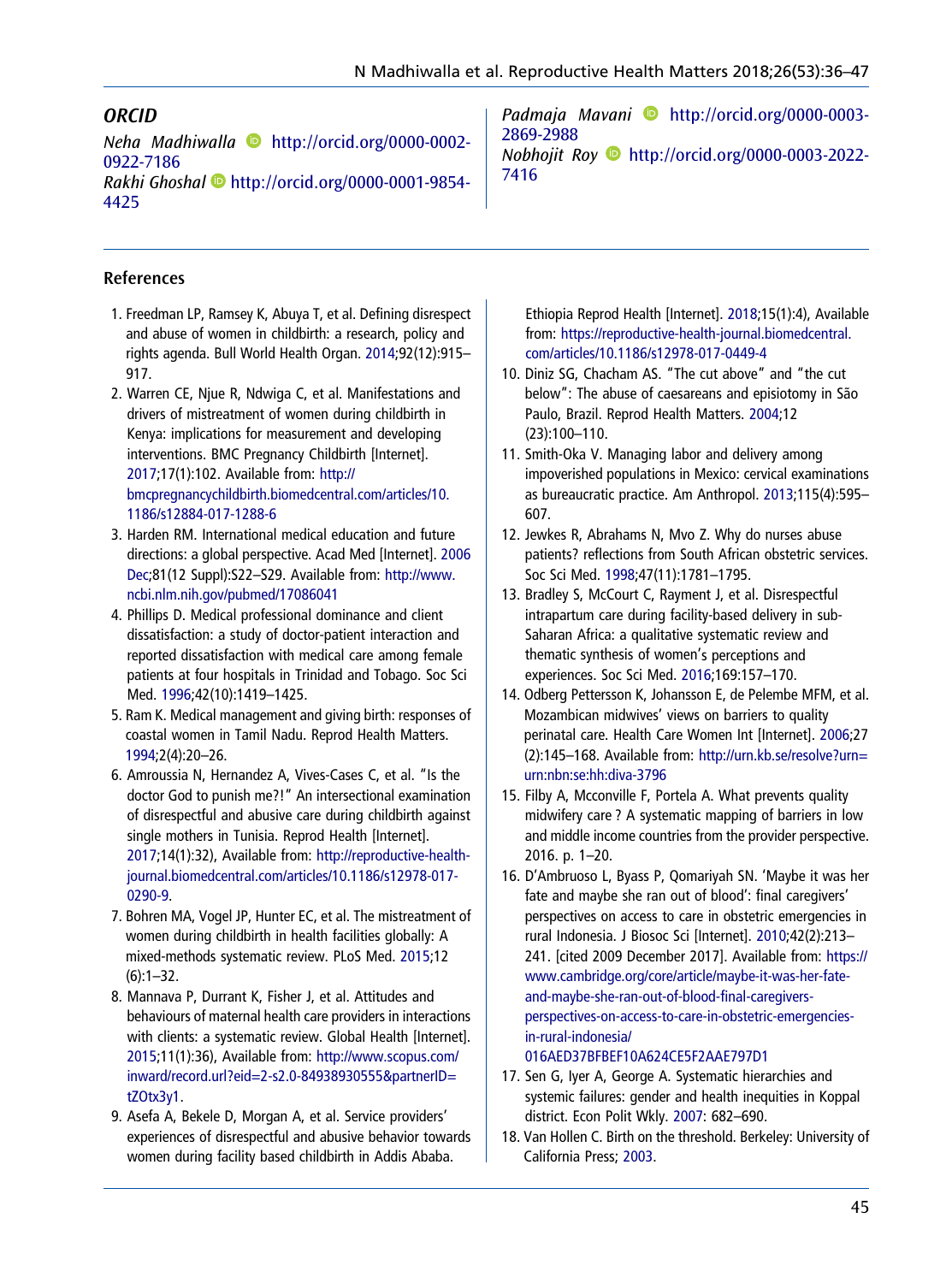## ORCID

*Neha Madhiwalla* http://orcid.org/0000-0002-0922-7186
*Rakhi Ghoshal* http://orcid.org/0000-0001-9854-4425
*Padmaja Mavani* http://orcid.org/0000-0003-2869-2988
*Nobhojit Roy* http://orcid.org/0000-0003-2022-7416

## References

1. Freedman LP, Ramsey K, Abuya T, et al. Defining disrespect and abuse of women in childbirth: a research, policy and rights agenda. Bull World Health Organ. 2014;92(12):915–917.
2. Warren CE, Njue R, Ndwiga C, et al. Manifestations and drivers of mistreatment of women during childbirth in Kenya: implications for measurement and developing interventions. BMC Pregnancy Childbirth [Internet]. 2017;17(1):102. Available from: http://bmcpregnancychildbirth.biomedcentral.com/articles/10.1186/s12884-017-1288-6
3. Harden RM. International medical education and future directions: a global perspective. Acad Med [Internet]. 2006 Dec;81(12 Suppl):S22–S29. Available from: http://www.ncbi.nlm.nih.gov/pubmed/17086041
4. Phillips D. Medical professional dominance and client dissatisfaction: a study of doctor-patient interaction and reported dissatisfaction with medical care among female patients at four hospitals in Trinidad and Tobago. Soc Sci Med. 1996;42(10):1419–1425.
5. Ram K. Medical management and giving birth: responses of coastal women in Tamil Nadu. Reprod Health Matters. 1994;2(4):20–26.
6. Amroussia N, Hernandez A, Vives-Cases C, et al. "Is the doctor God to punish me?!" An intersectional examination of disrespectful and abusive care during childbirth against single mothers in Tunisia. Reprod Health [Internet]. 2017;14(1:32), Available from: http://reproductive-health-journal.biomedcentral.com/articles/10.1186/s12978-017-0290-9.
7. Bohren MA, Vogel JP, Hunter EC, et al. The mistreatment of women during childbirth in health facilities globally: A mixed-methods systematic review. PLoS Med. 2015;12 (6):1–32.
8. Mannava P, Durrant K, Fisher J, et al. Attitudes and behaviours of maternal health care providers in interactions with clients: a systematic review. Global Health [Internet]. 2015;11(1:36), Available from: http://www.scopus.com/inward/record.url?eid=2-s2.0-84938930555&partnerID=tZOtx3y1.
9. Asefa A, Bekele D, Morgan A, et al. Service providers' experiences of disrespectful and abusive behavior towards women during facility based childbirth in Addis Ababa. Ethiopia Reprod Health [Internet]. 2018;15(1:4), Available from: https://reproductive-health-journal.biomedcentral.com/articles/10.1186/s12978-017-0449-4
10. Diniz SG, Chacham AS. "The cut above" and "the cut below": The abuse of caesareans and episiotomy in São Paulo, Brazil. Reprod Health Matters. 2004;12 (23):100–110.
11. Smith-Oka V. Managing labor and delivery among impoverished populations in Mexico: cervical examinations as bureaucratic practice. Am Anthropol. 2013;115(4):595–607.
12. Jewkes R, Abrahams N, Mvo Z. Why do nurses abuse patients? reflections from South African obstetric services. Soc Sci Med. 1998;47(11):1781–1795.
13. Bradley S, McCourt C, Rayment J, et al. Disrespectful intrapartum care during facility-based delivery in sub-Saharan Africa: a qualitative systematic review and thematic synthesis of women's perceptions and experiences. Soc Sci Med. 2016;169:157–170.
14. Odberg Pettersson K, Johansson E, de Pelembe MFM, et al. Mozambican midwives' views on barriers to quality perinatal care. Health Care Women Int [Internet]. 2006;27 (2):145–168. Available from: http://urn.kb.se/resolve?urn=urn:nbn:se:hh:diva-3796
15. Filby A, Mcconville F, Portela A. What prevents quality midwifery care ? A systematic mapping of barriers in low and middle income countries from the provider perspective. 2016. p. 1–20.
16. D'Ambruoso L, Byass P, Qomariyah SN. 'Maybe it was her fate and maybe she ran out of blood': final caregivers' perspectives on access to care in obstetric emergencies in rural Indonesia. J Biosoc Sci [Internet]. 2010;42(2):213–241. [cited 2009 December 2017]. Available from: https://www.cambridge.org/core/article/maybe-it-was-her-fate-and-maybe-she-ran-out-of-blood-final-caregivers-perspectives-on-access-to-care-in-obstetric-emergencies-in-rural-indonesia/016AED37BFBEF10A624CE5F2AAE797D1
17. Sen G, Iyer A, George A. Systematic hierarchies and systemic failures: gender and health inequities in Koppal district. Econ Polit Wkly. 2007: 682–690.
18. Van Hollen C. Birth on the threshold. Berkeley: University of California Press; 2003.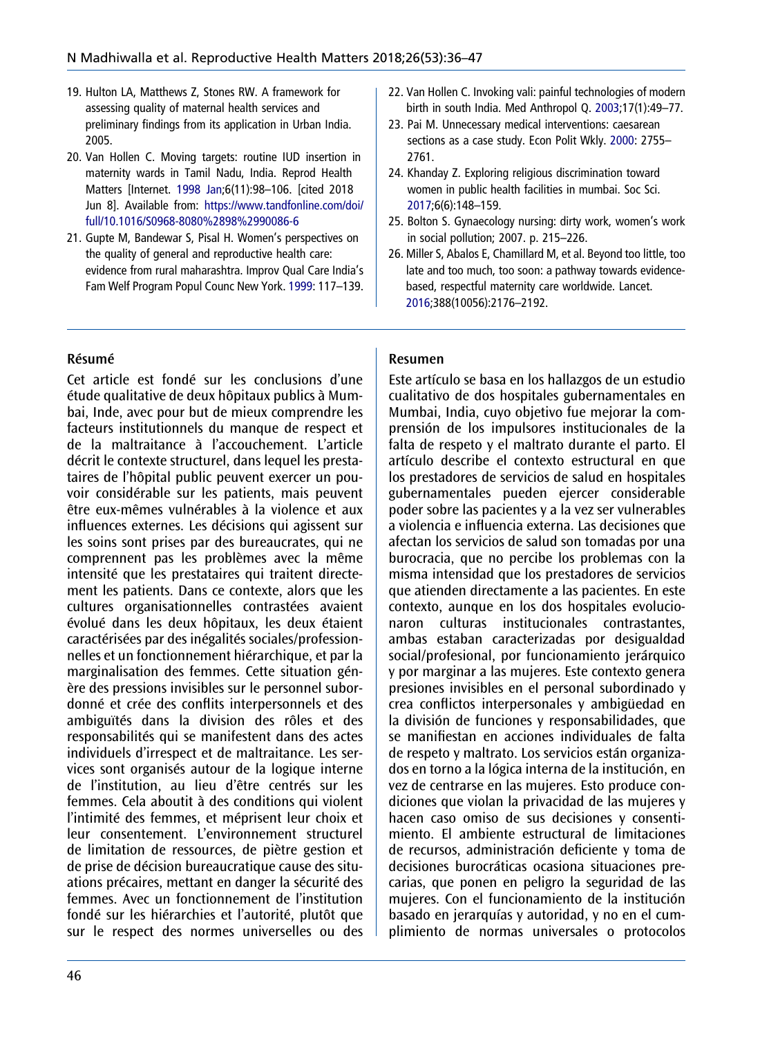19. Hulton LA, Matthews Z, Stones RW. A framework for assessing quality of maternal health services and preliminary findings from its application in Urban India. 2005.
20. Van Hollen C. Moving targets: routine IUD insertion in maternity wards in Tamil Nadu, India. Reprod Health Matters [Internet. 1998 Jan;6(11):98–106. [cited 2018 Jun 8]. Available from: https://www.tandfonline.com/doi/full/10.1016/S0968-8080%2898%2990086-6
21. Gupte M, Bandewar S, Pisal H. Women's perspectives on the quality of general and reproductive health care: evidence from rural maharashtra. Improv Qual Care India's Fam Welf Program Popul Counc New York. 1999: 117–139.
22. Van Hollen C. Invoking vali: painful technologies of modern birth in south India. Med Anthropol Q. 2003;17(1):49–77.
23. Pai M. Unnecessary medical interventions: caesarean sections as a case study. Econ Polit Wkly. 2000: 2755–2761.
24. Khanday Z. Exploring religious discrimination toward women in public health facilities in mumbai. Soc Sci. 2017;6(6):148–159.
25. Bolton S. Gynaecology nursing: dirty work, women's work in social pollution; 2007. p. 215–226.
26. Miller S, Abalos E, Chamillard M, et al. Beyond too little, too late and too much, too soon: a pathway towards evidence-based, respectful maternity care worldwide. Lancet. 2016;388(10056):2176–2192.

## Résumé

Cet article est fondé sur les conclusions d'une étude qualitative de deux hôpitaux publics à Mumbai, Inde, avec pour but de mieux comprendre les facteurs institutionnels du manque de respect et de la maltraitance à l'accouchement. L'article décrit le contexte structurel, dans lequel les prestataires de l'hôpital public peuvent exercer un pouvoir considérable sur les patients, mais peuvent être eux-mêmes vulnérables à la violence et aux influences externes. Les décisions qui agissent sur les soins sont prises par des bureaucrates, qui ne comprennent pas les problèmes avec la même intensité que les prestataires qui traitent directement les patients. Dans ce contexte, alors que les cultures organisationnelles contrastées avaient évolué dans les deux hôpitaux, les deux étaient caractérisées par des inégalités sociales/professionnelles et un fonctionnement hiérarchique, et par la marginalisation des femmes. Cette situation génère des pressions invisibles sur le personnel subordonné et crée des conflits interpersonnels et des ambiguïtés dans la division des rôles et des responsabilités qui se manifestent dans des actes individuels d'irrespect et de maltraitance. Les services sont organisés autour de la logique interne de l'institution, au lieu d'être centrés sur les femmes. Cela aboutit à des conditions qui violent l'intimité des femmes, et méprisent leur choix et leur consentement. L'environnement structurel de limitation de ressources, de piètre gestion et de prise de décision bureaucratique cause des situations précaires, mettant en danger la sécurité des femmes. Avec un fonctionnement de l'institution fondé sur les hiérarchies et l'autorité, plutôt que sur le respect des normes universelles ou des

## Resumen

Este artículo se basa en los hallazgos de un estudio cualitativo de dos hospitales gubernamentales en Mumbai, India, cuyo objetivo fue mejorar la comprensión de los impulsores institucionales de la falta de respeto y el maltrato durante el parto. El artículo describe el contexto estructural en que los prestadores de servicios de salud en hospitales gubernamentales pueden ejercer considerable poder sobre las pacientes y a la vez ser vulnerables a violencia e influencia externa. Las decisiones que afectan los servicios de salud son tomadas por una burocracia, que no percibe los problemas con la misma intensidad que los prestadores de servicios que atienden directamente a las pacientes. En este contexto, aunque en los dos hospitales evolucionaron culturas institucionales contrastantes, ambas estaban caracterizadas por desigualdad social/profesional, por funcionamiento jerárquico y por marginar a las mujeres. Este contexto genera presiones invisibles en el personal subordinado y crea conflictos interpersonales y ambigüedad en la división de funciones y responsabilidades, que se manifiestan en acciones individuales de falta de respeto y maltrato. Los servicios están organizados en torno a la lógica interna de la institución, en vez de centrarse en las mujeres. Esto produce condiciones que violan la privacidad de las mujeres y hacen caso omiso de sus decisiones y consentimiento. El ambiente estructural de limitaciones de recursos, administración deficiente y toma de decisiones burocráticas ocasiona situaciones precarias, que ponen en peligro la seguridad de las mujeres. Con el funcionamiento de la institución basado en jerarquías y autoridad, y no en el cumplimiento de normas universales o protocolos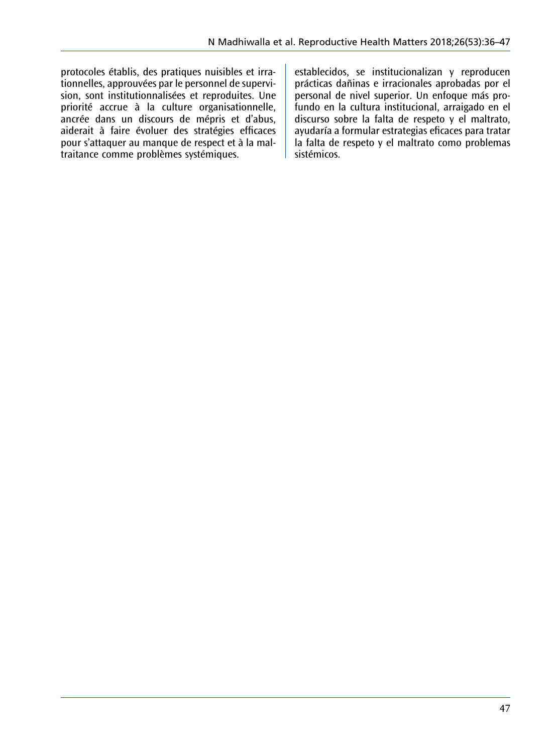protocoles établis, des pratiques nuisibles et irrationnelles, approuvées par le personnel de supervision, sont institutionnalisées et reproduites. Une priorité accrue à la culture organisationnelle, ancrée dans un discours de mépris et d'abus, aiderait à faire évoluer des stratégies efficaces pour s'attaquer au manque de respect et à la maltraitance comme problèmes systémiques.

establecidos, se institucionalizan y reproducen prácticas dañinas e irracionales aprobadas por el personal de nivel superior. Un enfoque más profundo en la cultura institucional, arraigado en el discurso sobre la falta de respeto y el maltrato, ayudaría a formular estrategias eficaces para tratar la falta de respeto y el maltrato como problemas sistémicos.